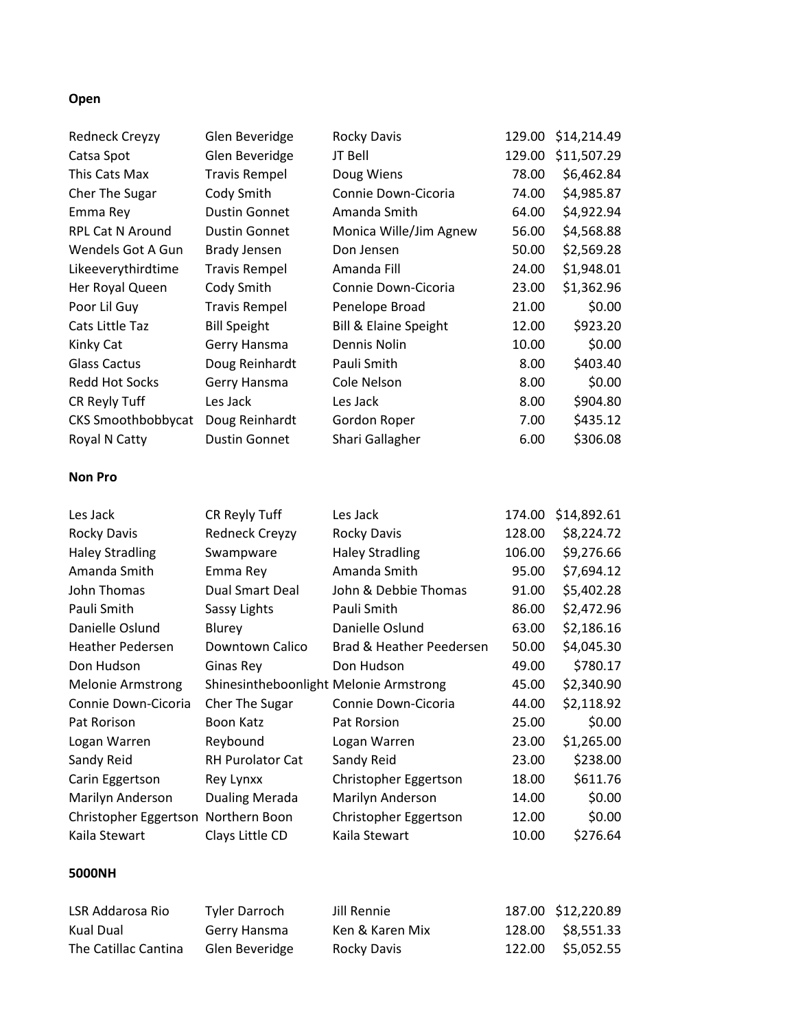**Open**

| | | | | |
|---|---|---|---|---|
| Redneck Creyzy | Glen Beveridge | Rocky Davis | 129.00 | $14,214.49 |
| Catsa Spot | Glen Beveridge | JT Bell | 129.00 | $11,507.29 |
| This Cats Max | Travis Rempel | Doug Wiens | 78.00 | $6,462.84 |
| Cher The Sugar | Cody Smith | Connie Down-Cicoria | 74.00 | $4,985.87 |
| Emma Rey | Dustin Gonnet | Amanda Smith | 64.00 | $4,922.94 |
| RPL Cat N Around | Dustin Gonnet | Monica Wille/Jim Agnew | 56.00 | $4,568.88 |
| Wendels Got A Gun | Brady Jensen | Don Jensen | 50.00 | $2,569.28 |
| Likeeverythirdtime | Travis Rempel | Amanda Fill | 24.00 | $1,948.01 |
| Her Royal Queen | Cody Smith | Connie Down-Cicoria | 23.00 | $1,362.96 |
| Poor Lil Guy | Travis Rempel | Penelope Broad | 21.00 | $0.00 |
| Cats Little Taz | Bill Speight | Bill & Elaine Speight | 12.00 | $923.20 |
| Kinky Cat | Gerry Hansma | Dennis Nolin | 10.00 | $0.00 |
| Glass Cactus | Doug Reinhardt | Pauli Smith | 8.00 | $403.40 |
| Redd Hot Socks | Gerry Hansma | Cole Nelson | 8.00 | $0.00 |
| CR Reyly Tuff | Les Jack | Les Jack | 8.00 | $904.80 |
| CKS Smoothbobbycat | Doug Reinhardt | Gordon Roper | 7.00 | $435.12 |
| Royal N Catty | Dustin Gonnet | Shari Gallagher | 6.00 | $306.08 |

**Non Pro**

| | | | | |
|---|---|---|---|---|
| Les Jack | CR Reyly Tuff | Les Jack | 174.00 | $14,892.61 |
| Rocky Davis | Redneck Creyzy | Rocky Davis | 128.00 | $8,224.72 |
| Haley Stradling | Swampware | Haley Stradling | 106.00 | $9,276.66 |
| Amanda Smith | Emma Rey | Amanda Smith | 95.00 | $7,694.12 |
| John Thomas | Dual Smart Deal | John & Debbie Thomas | 91.00 | $5,402.28 |
| Pauli Smith | Sassy Lights | Pauli Smith | 86.00 | $2,472.96 |
| Danielle Oslund | Blurey | Danielle Oslund | 63.00 | $2,186.16 |
| Heather Pedersen | Downtown Calico | Brad & Heather Peedersen | 50.00 | $4,045.30 |
| Don Hudson | Ginas Rey | Don Hudson | 49.00 | $780.17 |
| Melonie Armstrong | Shinesintheboonlight | Melonie Armstrong | 45.00 | $2,340.90 |
| Connie Down-Cicoria | Cher The Sugar | Connie Down-Cicoria | 44.00 | $2,118.92 |
| Pat Rorison | Boon Katz | Pat Rorsion | 25.00 | $0.00 |
| Logan Warren | Reybound | Logan Warren | 23.00 | $1,265.00 |
| Sandy Reid | RH Purolator Cat | Sandy Reid | 23.00 | $238.00 |
| Carin Eggertson | Rey Lynxx | Christopher Eggertson | 18.00 | $611.76 |
| Marilyn Anderson | Dualing Merada | Marilyn Anderson | 14.00 | $0.00 |
| Christopher Eggertson | Northern Boon | Christopher Eggertson | 12.00 | $0.00 |
| Kaila Stewart | Clays Little CD | Kaila Stewart | 10.00 | $276.64 |

**5000NH**

| | | | | |
|---|---|---|---|---|
| LSR Addarosa Rio | Tyler Darroch | Jill Rennie | 187.00 | $12,220.89 |
| Kual Dual | Gerry Hansma | Ken & Karen Mix | 128.00 | $8,551.33 |
| The Catillac Cantina | Glen Beveridge | Rocky Davis | 122.00 | $5,052.55 |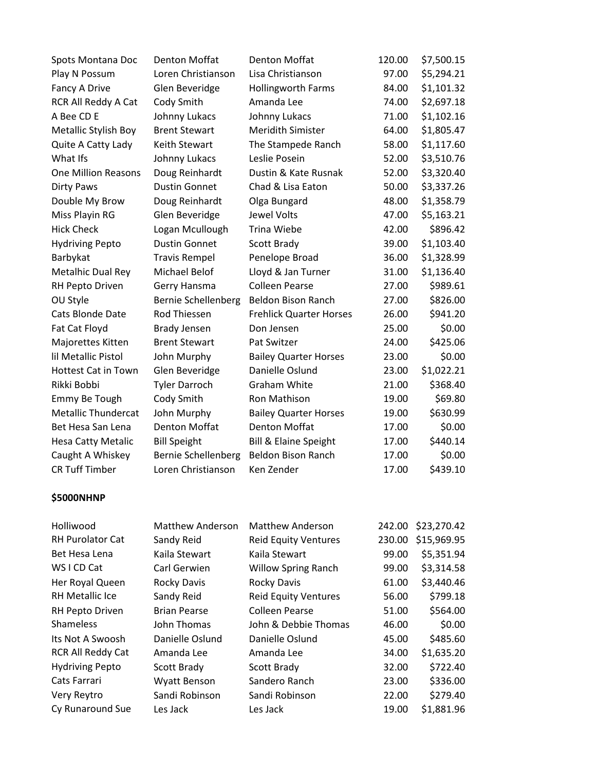| | | | | |
|---|---|---|---|---|
| Spots Montana Doc | Denton Moffat | Denton Moffat | 120.00 | $7,500.15 |
| Play N Possum | Loren Christianson | Lisa Christianson | 97.00 | $5,294.21 |
| Fancy A Drive | Glen Beveridge | Hollingworth Farms | 84.00 | $1,101.32 |
| RCR All Reddy A Cat | Cody Smith | Amanda Lee | 74.00 | $2,697.18 |
| A Bee CD E | Johnny Lukacs | Johnny Lukacs | 71.00 | $1,102.16 |
| Metallic Stylish Boy | Brent Stewart | Meridith Simister | 64.00 | $1,805.47 |
| Quite A Catty Lady | Keith Stewart | The Stampede Ranch | 58.00 | $1,117.60 |
| What Ifs | Johnny Lukacs | Leslie Posein | 52.00 | $3,510.76 |
| One Million Reasons | Doug Reinhardt | Dustin & Kate Rusnak | 52.00 | $3,320.40 |
| Dirty Paws | Dustin Gonnet | Chad & Lisa Eaton | 50.00 | $3,337.26 |
| Double My Brow | Doug Reinhardt | Olga Bungard | 48.00 | $1,358.79 |
| Miss Playin RG | Glen Beveridge | Jewel Volts | 47.00 | $5,163.21 |
| Hick Check | Logan Mcullough | Trina Wiebe | 42.00 | $896.42 |
| Hydriving Pepto | Dustin Gonnet | Scott Brady | 39.00 | $1,103.40 |
| Barbykat | Travis Rempel | Penelope Broad | 36.00 | $1,328.99 |
| Metalhic Dual Rey | Michael Belof | Lloyd & Jan Turner | 31.00 | $1,136.40 |
| RH Pepto Driven | Gerry Hansma | Colleen Pearse | 27.00 | $989.61 |
| OU Style | Bernie Schellenberg | Beldon Bison Ranch | 27.00 | $826.00 |
| Cats Blonde Date | Rod Thiessen | Frehlick Quarter Horses | 26.00 | $941.20 |
| Fat Cat Floyd | Brady Jensen | Don Jensen | 25.00 | $0.00 |
| Majorettes Kitten | Brent Stewart | Pat Switzer | 24.00 | $425.06 |
| lil Metallic Pistol | John Murphy | Bailey Quarter Horses | 23.00 | $0.00 |
| Hottest Cat in Town | Glen Beveridge | Danielle Oslund | 23.00 | $1,022.21 |
| Rikki Bobbi | Tyler Darroch | Graham White | 21.00 | $368.40 |
| Emmy Be Tough | Cody Smith | Ron Mathison | 19.00 | $69.80 |
| Metallic Thundercat | John Murphy | Bailey Quarter Horses | 19.00 | $630.99 |
| Bet Hesa San Lena | Denton Moffat | Denton Moffat | 17.00 | $0.00 |
| Hesa Catty Metalic | Bill Speight | Bill & Elaine Speight | 17.00 | $440.14 |
| Caught A Whiskey | Bernie Schellenberg | Beldon Bison Ranch | 17.00 | $0.00 |
| CR Tuff Timber | Loren Christianson | Ken Zender | 17.00 | $439.10 |

**$5000NHNP**

| | | | | |
|---|---|---|---|---|
| Holliwood | Matthew Anderson | Matthew Anderson | 242.00 | $23,270.42 |
| RH Purolator Cat | Sandy Reid | Reid Equity Ventures | 230.00 | $15,969.95 |
| Bet Hesa Lena | Kaila Stewart | Kaila Stewart | 99.00 | $5,351.94 |
| WS I CD Cat | Carl Gerwien | Willow Spring Ranch | 99.00 | $3,314.58 |
| Her Royal Queen | Rocky Davis | Rocky Davis | 61.00 | $3,440.46 |
| RH Metallic Ice | Sandy Reid | Reid Equity Ventures | 56.00 | $799.18 |
| RH Pepto Driven | Brian Pearse | Colleen Pearse | 51.00 | $564.00 |
| Shameless | John Thomas | John & Debbie Thomas | 46.00 | $0.00 |
| Its Not A Swoosh | Danielle Oslund | Danielle Oslund | 45.00 | $485.60 |
| RCR All Reddy Cat | Amanda Lee | Amanda Lee | 34.00 | $1,635.20 |
| Hydriving Pepto | Scott Brady | Scott Brady | 32.00 | $722.40 |
| Cats Farrari | Wyatt Benson | Sandero Ranch | 23.00 | $336.00 |
| Very Reytro | Sandi Robinson | Sandi Robinson | 22.00 | $279.40 |
| Cy Runaround Sue | Les Jack | Les Jack | 19.00 | $1,881.96 |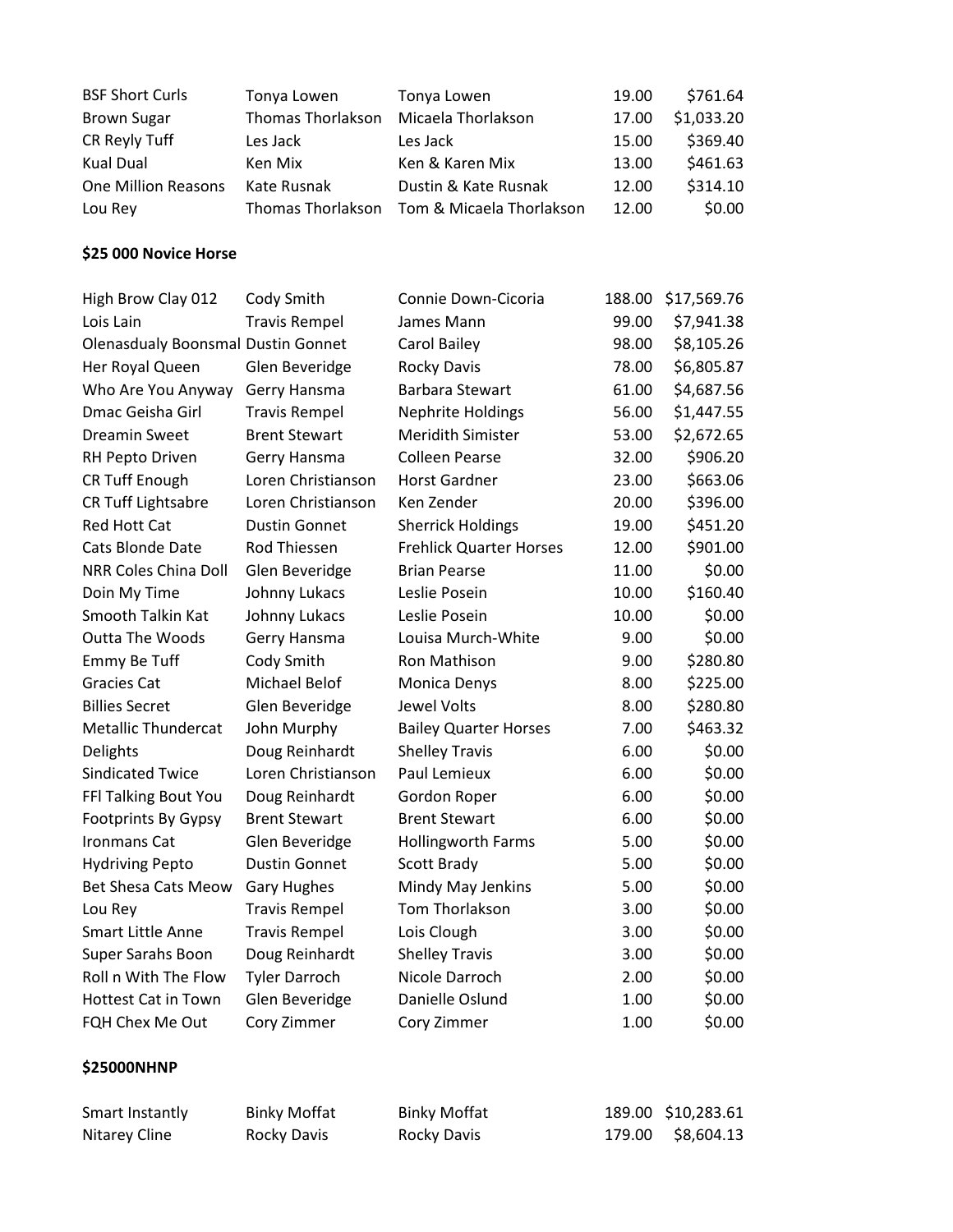| | | | | |
|---|---|---|---|---|
| BSF Short Curls | Tonya Lowen | Tonya Lowen | 19.00 | $761.64 |
| Brown Sugar | Thomas Thorlakson | Micaela Thorlakson | 17.00 | $1,033.20 |
| CR Reyly Tuff | Les Jack | Les Jack | 15.00 | $369.40 |
| Kual Dual | Ken Mix | Ken & Karen Mix | 13.00 | $461.63 |
| One Million Reasons | Kate Rusnak | Dustin & Kate Rusnak | 12.00 | $314.10 |
| Lou Rey | Thomas Thorlakson | Tom & Micaela Thorlakson | 12.00 | $0.00 |

**$25 000 Novice Horse**

| | | | | |
|---|---|---|---|---|
| High Brow Clay 012 | Cody Smith | Connie Down-Cicoria | 188.00 | $17,569.76 |
| Lois Lain | Travis Rempel | James Mann | 99.00 | $7,941.38 |
| Olenasdualy Boonsmal | Dustin Gonnet | Carol Bailey | 98.00 | $8,105.26 |
| Her Royal Queen | Glen Beveridge | Rocky Davis | 78.00 | $6,805.87 |
| Who Are You Anyway | Gerry Hansma | Barbara Stewart | 61.00 | $4,687.56 |
| Dmac Geisha Girl | Travis Rempel | Nephrite Holdings | 56.00 | $1,447.55 |
| Dreamin Sweet | Brent Stewart | Meridith Simister | 53.00 | $2,672.65 |
| RH Pepto Driven | Gerry Hansma | Colleen Pearse | 32.00 | $906.20 |
| CR Tuff Enough | Loren Christianson | Horst Gardner | 23.00 | $663.06 |
| CR Tuff Lightsabre | Loren Christianson | Ken Zender | 20.00 | $396.00 |
| Red Hott Cat | Dustin Gonnet | Sherrick Holdings | 19.00 | $451.20 |
| Cats Blonde Date | Rod Thiessen | Frehlick Quarter Horses | 12.00 | $901.00 |
| NRR Coles China Doll | Glen Beveridge | Brian Pearse | 11.00 | $0.00 |
| Doin My Time | Johnny Lukacs | Leslie Posein | 10.00 | $160.40 |
| Smooth Talkin Kat | Johnny Lukacs | Leslie Posein | 10.00 | $0.00 |
| Outta The Woods | Gerry Hansma | Louisa Murch-White | 9.00 | $0.00 |
| Emmy Be Tuff | Cody Smith | Ron Mathison | 9.00 | $280.80 |
| Gracies Cat | Michael Belof | Monica Denys | 8.00 | $225.00 |
| Billies Secret | Glen Beveridge | Jewel Volts | 8.00 | $280.80 |
| Metallic Thundercat | John Murphy | Bailey Quarter Horses | 7.00 | $463.32 |
| Delights | Doug Reinhardt | Shelley Travis | 6.00 | $0.00 |
| Sindicated Twice | Loren Christianson | Paul Lemieux | 6.00 | $0.00 |
| FFl Talking Bout You | Doug Reinhardt | Gordon Roper | 6.00 | $0.00 |
| Footprints By Gypsy | Brent Stewart | Brent Stewart | 6.00 | $0.00 |
| Ironmans Cat | Glen Beveridge | Hollingworth Farms | 5.00 | $0.00 |
| Hydriving Pepto | Dustin Gonnet | Scott Brady | 5.00 | $0.00 |
| Bet Shesa Cats Meow | Gary Hughes | Mindy May Jenkins | 5.00 | $0.00 |
| Lou Rey | Travis Rempel | Tom Thorlakson | 3.00 | $0.00 |
| Smart Little Anne | Travis Rempel | Lois Clough | 3.00 | $0.00 |
| Super Sarahs Boon | Doug Reinhardt | Shelley Travis | 3.00 | $0.00 |
| Roll n With The Flow | Tyler Darroch | Nicole Darroch | 2.00 | $0.00 |
| Hottest Cat in Town | Glen Beveridge | Danielle Oslund | 1.00 | $0.00 |
| FQH Chex Me Out | Cory Zimmer | Cory Zimmer | 1.00 | $0.00 |

**$25000NHNP**

| | | | | |
|---|---|---|---|---|
| Smart Instantly | Binky Moffat | Binky Moffat | 189.00 | $10,283.61 |
| Nitarey Cline | Rocky Davis | Rocky Davis | 179.00 | $8,604.13 |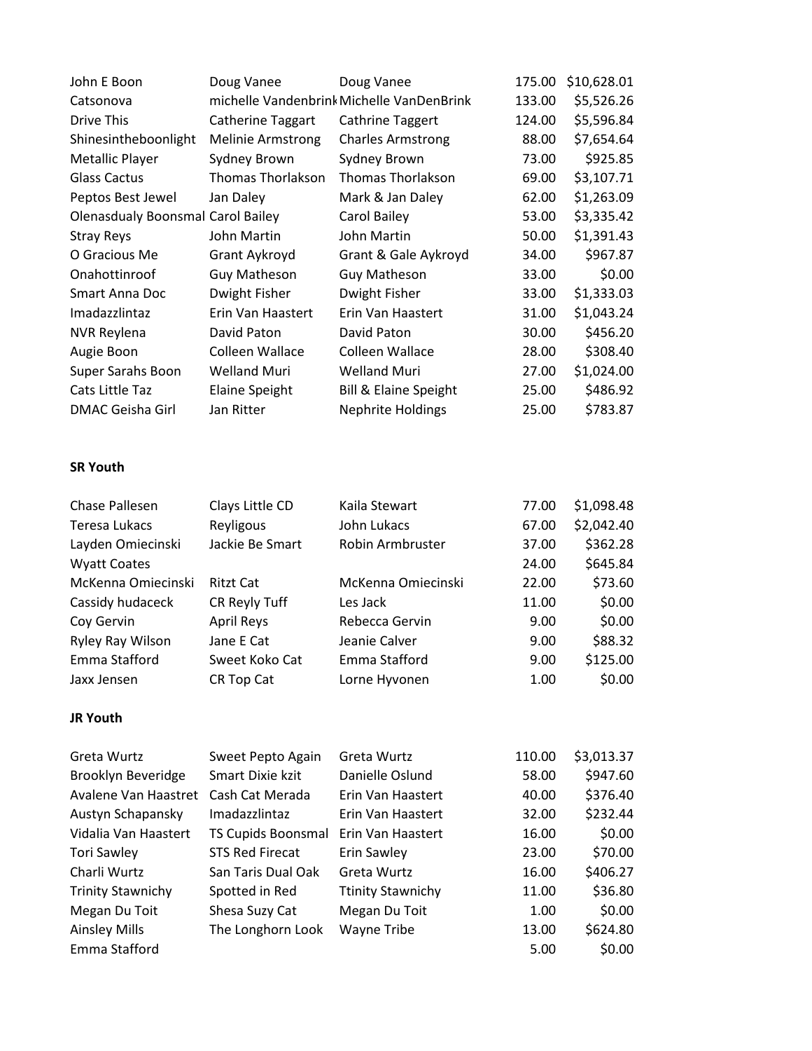| | | | | |
|---|---|---|---|---|
| John E Boon | Doug Vanee | Doug Vanee | 175.00 | $10,628.01 |
| Catsonova | michelle Vandenbrink | Michelle VanDenBrink | 133.00 | $5,526.26 |
| Drive This | Catherine Taggart | Cathrine Taggert | 124.00 | $5,596.84 |
| Shinesintheboonlight | Melinie Armstrong | Charles Armstrong | 88.00 | $7,654.64 |
| Metallic Player | Sydney Brown | Sydney Brown | 73.00 | $925.85 |
| Glass Cactus | Thomas Thorlakson | Thomas Thorlakson | 69.00 | $3,107.71 |
| Peptos Best Jewel | Jan Daley | Mark & Jan Daley | 62.00 | $1,263.09 |
| Olenasdualy Boonsmal | Carol Bailey | Carol Bailey | 53.00 | $3,335.42 |
| Stray Reys | John Martin | John Martin | 50.00 | $1,391.43 |
| O Gracious Me | Grant Aykroyd | Grant & Gale Aykroyd | 34.00 | $967.87 |
| Onahottinroof | Guy Matheson | Guy Matheson | 33.00 | $0.00 |
| Smart Anna Doc | Dwight Fisher | Dwight Fisher | 33.00 | $1,333.03 |
| Imadazzlintaz | Erin Van Haastert | Erin Van Haastert | 31.00 | $1,043.24 |
| NVR Reylena | David Paton | David Paton | 30.00 | $456.20 |
| Augie Boon | Colleen Wallace | Colleen Wallace | 28.00 | $308.40 |
| Super Sarahs Boon | Welland Muri | Welland Muri | 27.00 | $1,024.00 |
| Cats Little Taz | Elaine Speight | Bill & Elaine Speight | 25.00 | $486.92 |
| DMAC Geisha Girl | Jan Ritter | Nephrite Holdings | 25.00 | $783.87 |

**SR Youth**

| | | | | |
|---|---|---|---|---|
| Chase Pallesen | Clays Little CD | Kaila Stewart | 77.00 | $1,098.48 |
| Teresa Lukacs | Reyligous | John Lukacs | 67.00 | $2,042.40 |
| Layden Omiecinski | Jackie Be Smart | Robin Armbruster | 37.00 | $362.28 |
| Wyatt Coates | | | 24.00 | $645.84 |
| McKenna Omiecinski | Ritzt Cat | McKenna Omiecinski | 22.00 | $73.60 |
| Cassidy hudaceck | CR Reyly Tuff | Les Jack | 11.00 | $0.00 |
| Coy Gervin | April Reys | Rebecca Gervin | 9.00 | $0.00 |
| Ryley Ray Wilson | Jane E Cat | Jeanie Calver | 9.00 | $88.32 |
| Emma Stafford | Sweet Koko Cat | Emma Stafford | 9.00 | $125.00 |
| Jaxx Jensen | CR Top Cat | Lorne Hyvonen | 1.00 | $0.00 |

**JR Youth**

| | | | | |
|---|---|---|---|---|
| Greta Wurtz | Sweet Pepto Again | Greta Wurtz | 110.00 | $3,013.37 |
| Brooklyn Beveridge | Smart Dixie kzit | Danielle Oslund | 58.00 | $947.60 |
| Avalene Van Haastret | Cash Cat Merada | Erin Van Haastert | 40.00 | $376.40 |
| Austyn Schapansky | Imadazzlintaz | Erin Van Haastert | 32.00 | $232.44 |
| Vidalia Van Haastert | TS Cupids Boonsmal | Erin Van Haastert | 16.00 | $0.00 |
| Tori Sawley | STS Red Firecat | Erin Sawley | 23.00 | $70.00 |
| Charli Wurtz | San Taris Dual Oak | Greta Wurtz | 16.00 | $406.27 |
| Trinity Stawnichy | Spotted in Red | Ttinity Stawnichy | 11.00 | $36.80 |
| Megan Du Toit | Shesa Suzy Cat | Megan Du Toit | 1.00 | $0.00 |
| Ainsley Mills | The Longhorn Look | Wayne Tribe | 13.00 | $624.80 |
| Emma Stafford | | | 5.00 | $0.00 |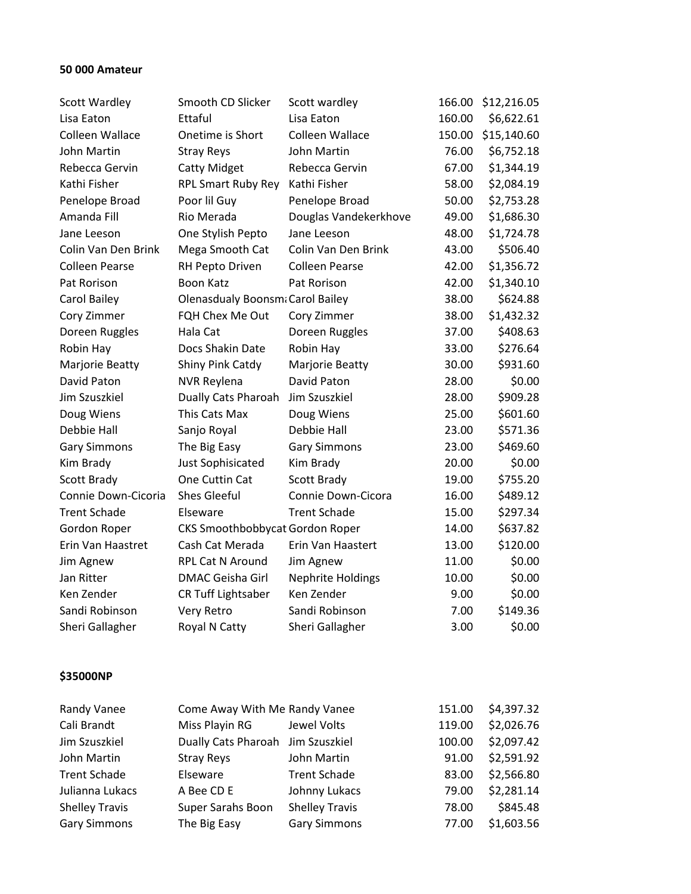**50 000 Amateur**

| | | | | |
|---|---|---|---|---|
| Scott Wardley | Smooth CD Slicker | Scott wardley | 166.00 | $12,216.05 |
| Lisa Eaton | Ettaful | Lisa Eaton | 160.00 | $6,622.61 |
| Colleen Wallace | Onetime is Short | Colleen Wallace | 150.00 | $15,140.60 |
| John Martin | Stray Reys | John Martin | 76.00 | $6,752.18 |
| Rebecca Gervin | Catty Midget | Rebecca Gervin | 67.00 | $1,344.19 |
| Kathi Fisher | RPL Smart Ruby Rey | Kathi Fisher | 58.00 | $2,084.19 |
| Penelope Broad | Poor lil Guy | Penelope Broad | 50.00 | $2,753.28 |
| Amanda Fill | Rio Merada | Douglas Vandekerkhove | 49.00 | $1,686.30 |
| Jane Leeson | One Stylish Pepto | Jane Leeson | 48.00 | $1,724.78 |
| Colin Van Den Brink | Mega Smooth Cat | Colin Van Den Brink | 43.00 | $506.40 |
| Colleen Pearse | RH Pepto Driven | Colleen Pearse | 42.00 | $1,356.72 |
| Pat Rorison | Boon Katz | Pat Rorison | 42.00 | $1,340.10 |
| Carol Bailey | Olenasdualy Boonsm | Carol Bailey | 38.00 | $624.88 |
| Cory Zimmer | FQH Chex Me Out | Cory Zimmer | 38.00 | $1,432.32 |
| Doreen Ruggles | Hala Cat | Doreen Ruggles | 37.00 | $408.63 |
| Robin Hay | Docs Shakin Date | Robin Hay | 33.00 | $276.64 |
| Marjorie Beatty | Shiny Pink Catdy | Marjorie Beatty | 30.00 | $931.60 |
| David Paton | NVR Reylena | David Paton | 28.00 | $0.00 |
| Jim Szuszkiel | Dually Cats Pharoah | Jim Szuszkiel | 28.00 | $909.28 |
| Doug Wiens | This Cats Max | Doug Wiens | 25.00 | $601.60 |
| Debbie Hall | Sanjo Royal | Debbie Hall | 23.00 | $571.36 |
| Gary Simmons | The Big Easy | Gary Simmons | 23.00 | $469.60 |
| Kim Brady | Just Sophisicated | Kim Brady | 20.00 | $0.00 |
| Scott Brady | One Cuttin Cat | Scott Brady | 19.00 | $755.20 |
| Connie Down-Cicoria | Shes Gleeful | Connie Down-Cicora | 16.00 | $489.12 |
| Trent Schade | Elseware | Trent Schade | 15.00 | $297.34 |
| Gordon Roper | CKS Smoothbobbycat | Gordon Roper | 14.00 | $637.82 |
| Erin Van Haastret | Cash Cat Merada | Erin Van Haastert | 13.00 | $120.00 |
| Jim Agnew | RPL Cat N Around | Jim Agnew | 11.00 | $0.00 |
| Jan Ritter | DMAC Geisha Girl | Nephrite Holdings | 10.00 | $0.00 |
| Ken Zender | CR Tuff Lightsaber | Ken Zender | 9.00 | $0.00 |
| Sandi Robinson | Very Retro | Sandi Robinson | 7.00 | $149.36 |
| Sheri Gallagher | Royal N Catty | Sheri Gallagher | 3.00 | $0.00 |

**$35000NP**

| | | | | |
|---|---|---|---|---|
| Randy Vanee | Come Away With Me | Randy Vanee | 151.00 | $4,397.32 |
| Cali Brandt | Miss Playin RG | Jewel Volts | 119.00 | $2,026.76 |
| Jim Szuszkiel | Dually Cats Pharoah | Jim Szuszkiel | 100.00 | $2,097.42 |
| John Martin | Stray Reys | John Martin | 91.00 | $2,591.92 |
| Trent Schade | Elseware | Trent Schade | 83.00 | $2,566.80 |
| Julianna Lukacs | A Bee CD E | Johnny Lukacs | 79.00 | $2,281.14 |
| Shelley Travis | Super Sarahs Boon | Shelley Travis | 78.00 | $845.48 |
| Gary Simmons | The Big Easy | Gary Simmons | 77.00 | $1,603.56 |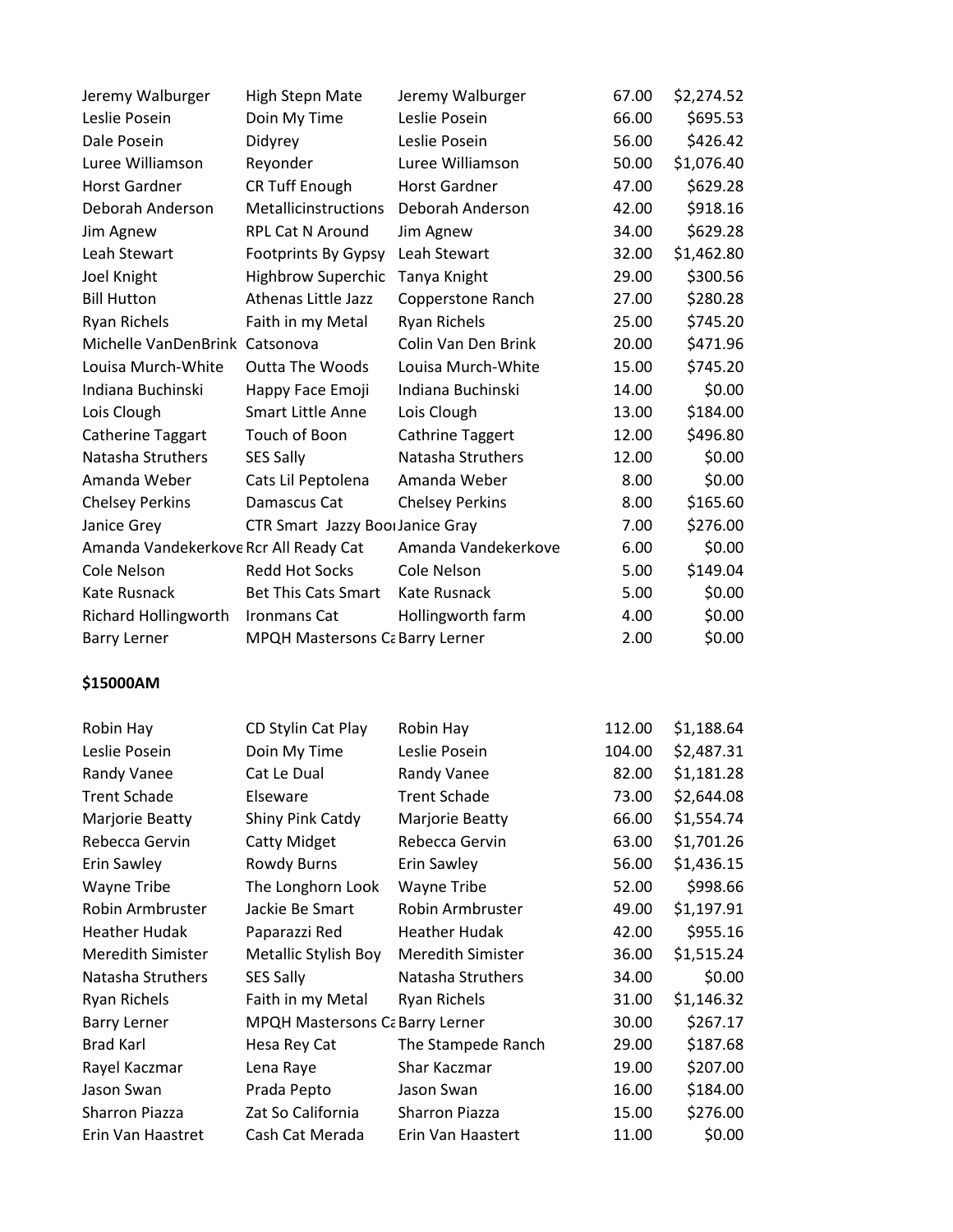| | | | | |
|---|---|---|---|---|
| Jeremy Walburger | High Stepn Mate | Jeremy Walburger | 67.00 | $2,274.52 |
| Leslie Posein | Doin My Time | Leslie Posein | 66.00 | $695.53 |
| Dale Posein | Didyrey | Leslie Posein | 56.00 | $426.42 |
| Luree Williamson | Reyonder | Luree Williamson | 50.00 | $1,076.40 |
| Horst Gardner | CR Tuff Enough | Horst Gardner | 47.00 | $629.28 |
| Deborah Anderson | Metallicinstructions | Deborah Anderson | 42.00 | $918.16 |
| Jim Agnew | RPL Cat N Around | Jim Agnew | 34.00 | $629.28 |
| Leah Stewart | Footprints By Gypsy | Leah Stewart | 32.00 | $1,462.80 |
| Joel Knight | Highbrow Superchic | Tanya Knight | 29.00 | $300.56 |
| Bill Hutton | Athenas Little Jazz | Copperstone Ranch | 27.00 | $280.28 |
| Ryan Richels | Faith in my Metal | Ryan Richels | 25.00 | $745.20 |
| Michelle VanDenBrink | Catsonova | Colin Van Den Brink | 20.00 | $471.96 |
| Louisa Murch-White | Outta The Woods | Louisa Murch-White | 15.00 | $745.20 |
| Indiana Buchinski | Happy Face Emoji | Indiana Buchinski | 14.00 | $0.00 |
| Lois Clough | Smart Little Anne | Lois Clough | 13.00 | $184.00 |
| Catherine Taggart | Touch of Boon | Cathrine Taggert | 12.00 | $496.80 |
| Natasha Struthers | SES Sally | Natasha Struthers | 12.00 | $0.00 |
| Amanda Weber | Cats Lil Peptolena | Amanda Weber | 8.00 | $0.00 |
| Chelsey Perkins | Damascus Cat | Chelsey Perkins | 8.00 | $165.60 |
| Janice Grey | CTR Smart Jazzy Boo | Janice Gray | 7.00 | $276.00 |
| Amanda Vandekerkove | Rcr All Ready Cat | Amanda Vandekerkove | 6.00 | $0.00 |
| Cole Nelson | Redd Hot Socks | Cole Nelson | 5.00 | $149.04 |
| Kate Rusnack | Bet This Cats Smart | Kate Rusnack | 5.00 | $0.00 |
| Richard Hollingworth | Ironmans Cat | Hollingworth farm | 4.00 | $0.00 |
| Barry Lerner | MPQH Mastersons Ca | Barry Lerner | 2.00 | $0.00 |

**$15000AM**

| | | | | |
|---|---|---|---|---|
| Robin Hay | CD Stylin Cat Play | Robin Hay | 112.00 | $1,188.64 |
| Leslie Posein | Doin My Time | Leslie Posein | 104.00 | $2,487.31 |
| Randy Vanee | Cat Le Dual | Randy Vanee | 82.00 | $1,181.28 |
| Trent Schade | Elseware | Trent Schade | 73.00 | $2,644.08 |
| Marjorie Beatty | Shiny Pink Catdy | Marjorie Beatty | 66.00 | $1,554.74 |
| Rebecca Gervin | Catty Midget | Rebecca Gervin | 63.00 | $1,701.26 |
| Erin Sawley | Rowdy Burns | Erin Sawley | 56.00 | $1,436.15 |
| Wayne Tribe | The Longhorn Look | Wayne Tribe | 52.00 | $998.66 |
| Robin Armbruster | Jackie Be Smart | Robin Armbruster | 49.00 | $1,197.91 |
| Heather Hudak | Paparazzi Red | Heather Hudak | 42.00 | $955.16 |
| Meredith Simister | Metallic Stylish Boy | Meredith Simister | 36.00 | $1,515.24 |
| Natasha Struthers | SES Sally | Natasha Struthers | 34.00 | $0.00 |
| Ryan Richels | Faith in my Metal | Ryan Richels | 31.00 | $1,146.32 |
| Barry Lerner | MPQH Mastersons Ca | Barry Lerner | 30.00 | $267.17 |
| Brad Karl | Hesa Rey Cat | The Stampede Ranch | 29.00 | $187.68 |
| Rayel Kaczmar | Lena Raye | Shar Kaczmar | 19.00 | $207.00 |
| Jason Swan | Prada Pepto | Jason Swan | 16.00 | $184.00 |
| Sharron Piazza | Zat So California | Sharron Piazza | 15.00 | $276.00 |
| Erin Van Haastret | Cash Cat Merada | Erin Van Haastert | 11.00 | $0.00 |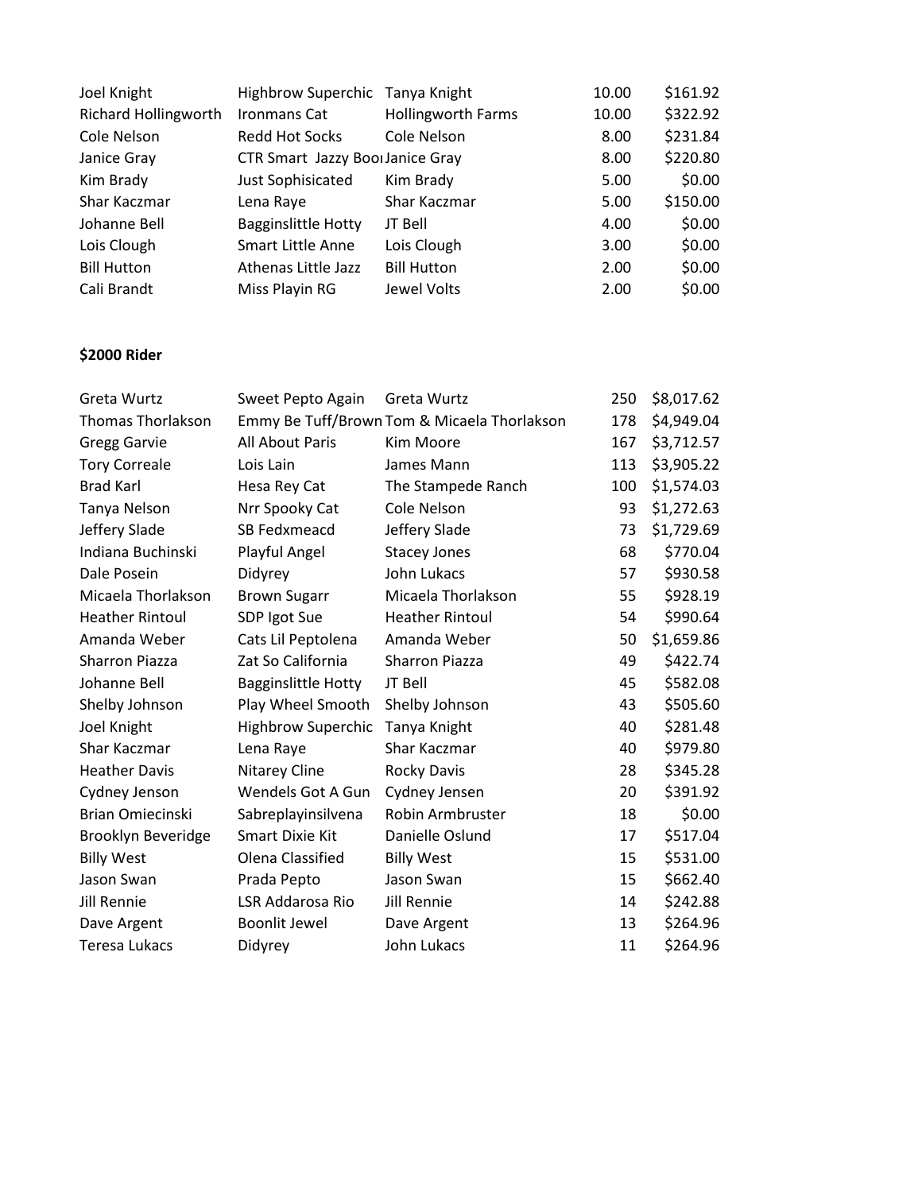| | | | | |
|---|---|---|---|---|
| Joel Knight | Highbrow Superchic | Tanya Knight | 10.00 | $161.92 |
| Richard Hollingworth | Ironmans Cat | Hollingworth Farms | 10.00 | $322.92 |
| Cole Nelson | Redd Hot Socks | Cole Nelson | 8.00 | $231.84 |
| Janice Gray | CTR Smart Jazzy Boo | Janice Gray | 8.00 | $220.80 |
| Kim Brady | Just Sophisicated | Kim Brady | 5.00 | $0.00 |
| Shar Kaczmar | Lena Raye | Shar Kaczmar | 5.00 | $150.00 |
| Johanne Bell | Bagginslittle Hotty | JT Bell | 4.00 | $0.00 |
| Lois Clough | Smart Little Anne | Lois Clough | 3.00 | $0.00 |
| Bill Hutton | Athenas Little Jazz | Bill Hutton | 2.00 | $0.00 |
| Cali Brandt | Miss Playin RG | Jewel Volts | 2.00 | $0.00 |

**$2000 Rider**

| | | | | |
|---|---|---|---|---|
| Greta Wurtz | Sweet Pepto Again | Greta Wurtz | 250 | $8,017.62 |
| Thomas Thorlakson | Emmy Be Tuff/Brown | Tom & Micaela Thorlakson | 178 | $4,949.04 |
| Gregg Garvie | All About Paris | Kim Moore | 167 | $3,712.57 |
| Tory Correale | Lois Lain | James Mann | 113 | $3,905.22 |
| Brad Karl | Hesa Rey Cat | The Stampede Ranch | 100 | $1,574.03 |
| Tanya Nelson | Nrr Spooky Cat | Cole Nelson | 93 | $1,272.63 |
| Jeffery Slade | SB Fedxmeacd | Jeffery Slade | 73 | $1,729.69 |
| Indiana Buchinski | Playful Angel | Stacey Jones | 68 | $770.04 |
| Dale Posein | Didyrey | John Lukacs | 57 | $930.58 |
| Micaela Thorlakson | Brown Sugarr | Micaela Thorlakson | 55 | $928.19 |
| Heather Rintoul | SDP Igot Sue | Heather Rintoul | 54 | $990.64 |
| Amanda Weber | Cats Lil Peptolena | Amanda Weber | 50 | $1,659.86 |
| Sharron Piazza | Zat So California | Sharron Piazza | 49 | $422.74 |
| Johanne Bell | Bagginslittle Hotty | JT Bell | 45 | $582.08 |
| Shelby Johnson | Play Wheel Smooth | Shelby Johnson | 43 | $505.60 |
| Joel Knight | Highbrow Superchic | Tanya Knight | 40 | $281.48 |
| Shar Kaczmar | Lena Raye | Shar Kaczmar | 40 | $979.80 |
| Heather Davis | Nitarey Cline | Rocky Davis | 28 | $345.28 |
| Cydney Jenson | Wendels Got A Gun | Cydney Jensen | 20 | $391.92 |
| Brian Omiecinski | Sabreplayinsilvena | Robin Armbruster | 18 | $0.00 |
| Brooklyn Beveridge | Smart Dixie Kit | Danielle Oslund | 17 | $517.04 |
| Billy West | Olena Classified | Billy West | 15 | $531.00 |
| Jason Swan | Prada Pepto | Jason Swan | 15 | $662.40 |
| Jill Rennie | LSR Addarosa Rio | Jill Rennie | 14 | $242.88 |
| Dave Argent | Boonlit Jewel | Dave Argent | 13 | $264.96 |
| Teresa Lukacs | Didyrey | John Lukacs | 11 | $264.96 |